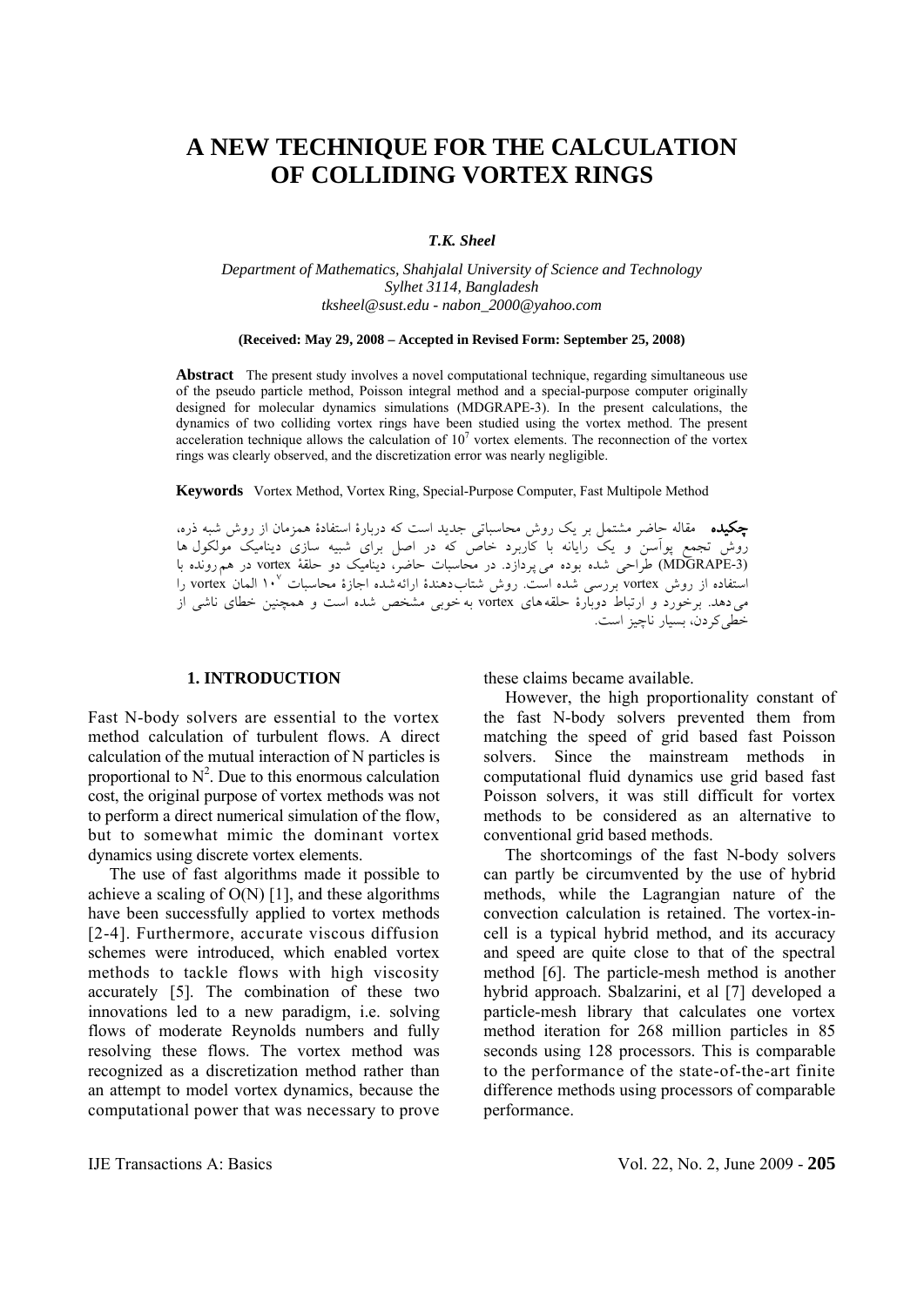# A NEW TECHNIQUE FOR THE CALCULATION OF COLLIDING VORTEX RINGS

***T.K. Sheel***

*Department of Mathematics, Shahjalal University of Science and Technology*
*Sylhet 3114, Bangladesh*
*tksheel@sust.edu - nabon_2000@yahoo.com*

**(Received: May 29, 2008 – Accepted in Revised Form: September 25, 2008)**

**Abstract** The present study involves a novel computational technique, regarding simultaneous use of the pseudo particle method, Poisson integral method and a special-purpose computer originally designed for molecular dynamics simulations (MDGRAPE-3). In the present calculations, the dynamics of two colliding vortex rings have been studied using the vortex method. The present acceleration technique allows the calculation of $10^7$ vortex elements. The reconnection of the vortex rings was clearly observed, and the discretization error was nearly negligible.

**Keywords** Vortex Method, Vortex Ring, Special-Purpose Computer, Fast Multipole Method

**چکیده** مقاله حاضر مشتمل بر یک روش محاسباتی جدید است که دربارهٔ استفادهٔ همزمان از روش شبه ذره، روش تجمع پوآسن و یک رایانه با کاربرد خاص که در اصل برای شبیه سازی دینامیک مولکول ها (MDGRAPE-3) طراحی شده بوده می پردازد. در محاسبات حاضر، دینامیک دو حلقهٔ vortex در هم رونده با استفاده از روش vortex بررسی شده است. روش شتاب‌دهندهٔ ارائه‌شده اجازهٔ محاسبات ۱۰^۷ المان vortex را می دهد. برخورد و ارتباط دوبارهٔ حلقه‌های vortex به خوبی مشخص شده است و همچنین خطای ناشی از خطی‌کردن، بسیار ناچیز است.

## 1. INTRODUCTION

Fast N-body solvers are essential to the vortex method calculation of turbulent flows. A direct calculation of the mutual interaction of N particles is proportional to $N^2$. Due to this enormous calculation cost, the original purpose of vortex methods was not to perform a direct numerical simulation of the flow, but to somewhat mimic the dominant vortex dynamics using discrete vortex elements.

The use of fast algorithms made it possible to achieve a scaling of O(N) [1], and these algorithms have been successfully applied to vortex methods [2-4]. Furthermore, accurate viscous diffusion schemes were introduced, which enabled vortex methods to tackle flows with high viscosity accurately [5]. The combination of these two innovations led to a new paradigm, i.e. solving flows of moderate Reynolds numbers and fully resolving these flows. The vortex method was recognized as a discretization method rather than an attempt to model vortex dynamics, because the computational power that was necessary to prove these claims became available.

However, the high proportionality constant of the fast N-body solvers prevented them from matching the speed of grid based fast Poisson solvers. Since the mainstream methods in computational fluid dynamics use grid based fast Poisson solvers, it was still difficult for vortex methods to be considered as an alternative to conventional grid based methods.

The shortcomings of the fast N-body solvers can partly be circumvented by the use of hybrid methods, while the Lagrangian nature of the convection calculation is retained. The vortex-in-cell is a typical hybrid method, and its accuracy and speed are quite close to that of the spectral method [6]. The particle-mesh method is another hybrid approach. Sbalzarini, et al [7] developed a particle-mesh library that calculates one vortex method iteration for 268 million particles in 85 seconds using 128 processors. This is comparable to the performance of the state-of-the-art finite difference methods using processors of comparable performance.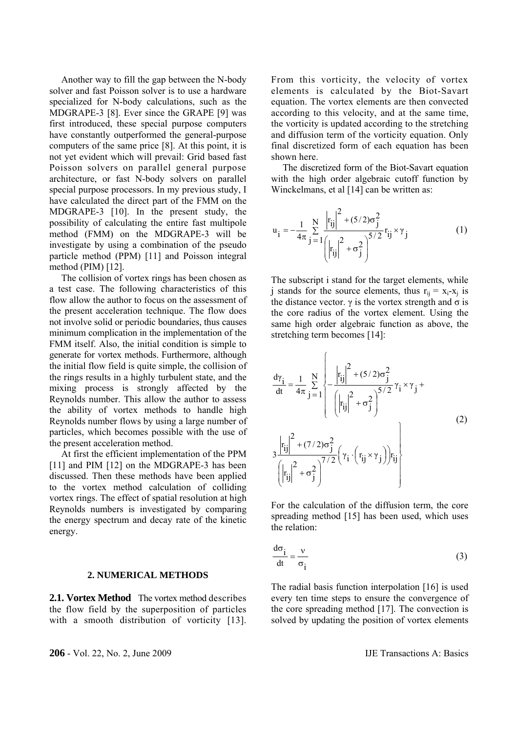Another way to fill the gap between the N-body solver and fast Poisson solver is to use a hardware specialized for N-body calculations, such as the MDGRAPE-3 [8]. Ever since the GRAPE [9] was first introduced, these special purpose computers have constantly outperformed the general-purpose computers of the same price [8]. At this point, it is not yet evident which will prevail: Grid based fast Poisson solvers on parallel general purpose architecture, or fast N-body solvers on parallel special purpose processors. In my previous study, I have calculated the direct part of the FMM on the MDGRAPE-3 [10]. In the present study, the possibility of calculating the entire fast multipole method (FMM) on the MDGRAPE-3 will be investigate by using a combination of the pseudo particle method (PPM) [11] and Poisson integral method (PIM) [12].

The collision of vortex rings has been chosen as a test case. The following characteristics of this flow allow the author to focus on the assessment of the present acceleration technique. The flow does not involve solid or periodic boundaries, thus causes minimum complication in the implementation of the FMM itself. Also, the initial condition is simple to generate for vortex methods. Furthermore, although the initial flow field is quite simple, the collision of the rings results in a highly turbulent state, and the mixing process is strongly affected by the Reynolds number. This allow the author to assess the ability of vortex methods to handle high Reynolds number flows by using a large number of particles, which becomes possible with the use of the present acceleration method.

At first the efficient implementation of the PPM [11] and PIM [12] on the MDGRAPE-3 has been discussed. Then these methods have been applied to the vortex method calculation of colliding vortex rings. The effect of spatial resolution at high Reynolds numbers is investigated by comparing the energy spectrum and decay rate of the kinetic energy.

## 2. NUMERICAL METHODS

**2.1. Vortex Method** The vortex method describes the flow field by the superposition of particles with a smooth distribution of vorticity [13]. From this vorticity, the velocity of vortex elements is calculated by the Biot-Savart equation. The vortex elements are then convected according to this velocity, and at the same time, the vorticity is updated according to the stretching and diffusion term of the vorticity equation. Only final discretized form of each equation has been shown here.

The discretized form of the Biot-Savart equation with the high order algebraic cutoff function by Winckelmans, et al [14] can be written as:

$$u_i = -\frac{1}{4\pi}\sum_{j=1}^{N}\frac{\left|r_{ij}\right|^2 + (5/2)\sigma_j^2}{\left(\left|r_{ij}\right|^2 + \sigma_j^2\right)^{5/2}} r_{ij} \times \gamma_j \tag{1}$$

The subscript i stand for the target elements, while j stands for the source elements, thus $r_{ij} = x_i - x_j$ is the distance vector. $\gamma$ is the vortex strength and $\sigma$ is the core radius of the vortex element. Using the same high order algebraic function as above, the stretching term becomes [14]:

$$\frac{d\gamma_i}{dt} = \frac{1}{4\pi}\sum_{j=1}^{N}\left\{-\frac{\left|r_{ij}\right|^2 + (5/2)\sigma_j^2}{\left(\left|r_{ij}\right|^2 + \sigma_j^2\right)^{5/2}}\gamma_i \times \gamma_j + 3\frac{\left|r_{ij}\right|^2 + (7/2)\sigma_j^2}{\left(\left|r_{ij}\right|^2 + \sigma_j^2\right)^{7/2}}\left(\gamma_i \cdot \left(r_{ij} \times \gamma_j\right)\right) r_{ij}\right\} \tag{2}$$

For the calculation of the diffusion term, the core spreading method [15] has been used, which uses the relation:

$$\frac{d\sigma_i}{dt} = \frac{\nu}{\sigma_i} \tag{3}$$

The radial basis function interpolation [16] is used every ten time steps to ensure the convergence of the core spreading method [17]. The convection is solved by updating the position of vortex elements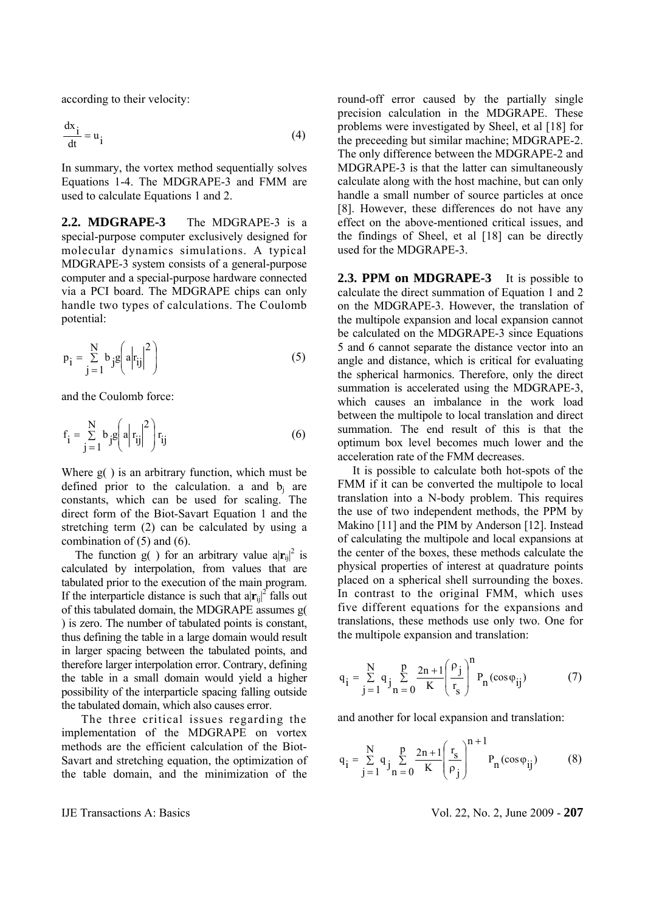according to their velocity:

$$\frac{dx_i}{dt} = u_i \tag{4}$$

In summary, the vortex method sequentially solves Equations 1-4. The MDGRAPE-3 and FMM are used to calculate Equations 1 and 2.

**2.2. MDGRAPE-3** The MDGRAPE-3 is a special-purpose computer exclusively designed for molecular dynamics simulations. A typical MDGRAPE-3 system consists of a general-purpose computer and a special-purpose hardware connected via a PCI board. The MDGRAPE chips can only handle two types of calculations. The Coulomb potential:

$$p_i = \sum_{j=1}^{N} b_j g\left(a\left|r_{ij}\right|^2\right) \tag{5}$$

and the Coulomb force:

$$f_i = \sum_{j=1}^{N} b_j g\left(a\left|r_{ij}\right|^2\right) r_{ij} \tag{6}$$

Where g( ) is an arbitrary function, which must be defined prior to the calculation. a and $b_j$ are constants, which can be used for scaling. The direct form of the Biot-Savart Equation 1 and the stretching term (2) can be calculated by using a combination of (5) and (6).

The function g( ) for an arbitrary value $a|\mathbf{r}_{ij}|^2$ is calculated by interpolation, from values that are tabulated prior to the execution of the main program. If the interparticle distance is such that $a|\mathbf{r}_{ij}|^2$ falls out of this tabulated domain, the MDGRAPE assumes g( ) is zero. The number of tabulated points is constant, thus defining the table in a large domain would result in larger spacing between the tabulated points, and therefore larger interpolation error. Contrary, defining the table in a small domain would yield a higher possibility of the interparticle spacing falling outside the tabulated domain, which also causes error.

The three critical issues regarding the implementation of the MDGRAPE on vortex methods are the efficient calculation of the Biot-Savart and stretching equation, the optimization of the table domain, and the minimization of the round-off error caused by the partially single precision calculation in the MDGRAPE. These problems were investigated by Sheel, et al [18] for the preceeding but similar machine; MDGRAPE-2. The only difference between the MDGRAPE-2 and MDGRAPE-3 is that the latter can simultaneously calculate along with the host machine, but can only handle a small number of source particles at once [8]. However, these differences do not have any effect on the above-mentioned critical issues, and the findings of Sheel, et al [18] can be directly used for the MDGRAPE-3.

**2.3. PPM on MDGRAPE-3** It is possible to calculate the direct summation of Equation 1 and 2 on the MDGRAPE-3. However, the translation of the multipole expansion and local expansion cannot be calculated on the MDGRAPE-3 since Equations 5 and 6 cannot separate the distance vector into an angle and distance, which is critical for evaluating the spherical harmonics. Therefore, only the direct summation is accelerated using the MDGRAPE-3, which causes an imbalance in the work load between the multipole to local translation and direct summation. The end result of this is that the optimum box level becomes much lower and the acceleration rate of the FMM decreases.

It is possible to calculate both hot-spots of the FMM if it can be converted the multipole to local translation into a N-body problem. This requires the use of two independent methods, the PPM by Makino [11] and the PIM by Anderson [12]. Instead of calculating the multipole and local expansions at the center of the boxes, these methods calculate the physical properties of interest at quadrature points placed on a spherical shell surrounding the boxes. In contrast to the original FMM, which uses five different equations for the expansions and translations, these methods use only two. One for the multipole expansion and translation:

$$q_i = \sum_{j=1}^{N} q_j \sum_{n=0}^{p} \frac{2n+1}{K}\left(\frac{\rho_j}{r_s}\right)^n P_n(\cos\varphi_{ij}) \tag{7}$$

and another for local expansion and translation:

$$q_i = \sum_{j=1}^{N} q_j \sum_{n=0}^{p} \frac{2n+1}{K}\left(\frac{r_s}{\rho_j}\right)^{n+1} P_n(\cos\varphi_{ij}) \tag{8}$$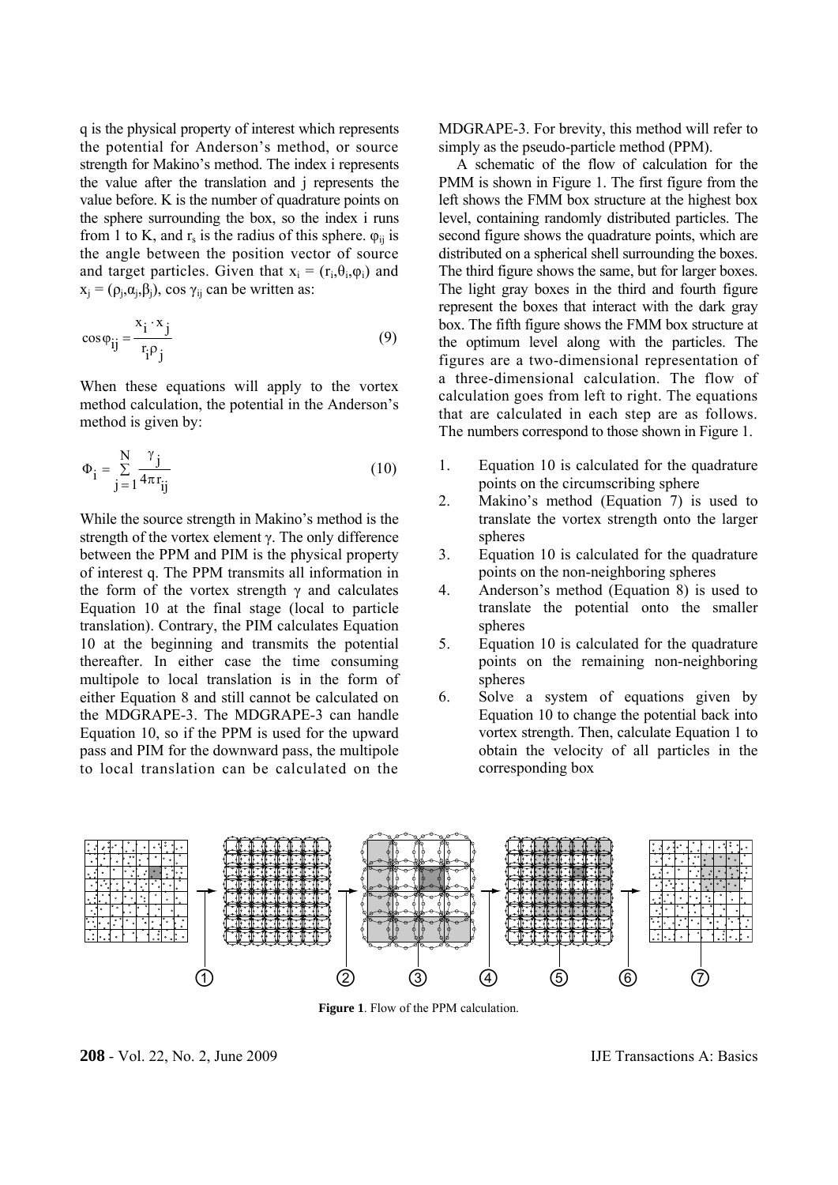q is the physical property of interest which represents the potential for Anderson's method, or source strength for Makino's method. The index i represents the value after the translation and j represents the value before. K is the number of quadrature points on the sphere surrounding the box, so the index i runs from 1 to K, and $r_s$ is the radius of this sphere. $\varphi_{ij}$ is the angle between the position vector of source and target particles. Given that $x_i = (r_i, \theta_i, \phi_i)$ and $x_j = (\rho_j, \alpha_j, \beta_j)$, cos $\gamma_{ij}$ can be written as:

$$\cos\varphi_{ij} = \frac{x_i \cdot x_j}{r_i \rho_j} \tag{9}$$

When these equations will apply to the vortex method calculation, the potential in the Anderson's method is given by:

$$\Phi_i = \sum_{j=1}^{N} \frac{\gamma_j}{4\pi r_{ij}} \tag{10}$$

While the source strength in Makino's method is the strength of the vortex element γ. The only difference between the PPM and PIM is the physical property of interest q. The PPM transmits all information in the form of the vortex strength γ and calculates Equation 10 at the final stage (local to particle translation). Contrary, the PIM calculates Equation 10 at the beginning and transmits the potential thereafter. In either case the time consuming multipole to local translation is in the form of either Equation 8 and still cannot be calculated on the MDGRAPE-3. The MDGRAPE-3 can handle Equation 10, so if the PPM is used for the upward pass and PIM for the downward pass, the multipole to local translation can be calculated on the MDGRAPE-3. For brevity, this method will refer to simply as the pseudo-particle method (PPM).

A schematic of the flow of calculation for the PMM is shown in Figure 1. The first figure from the left shows the FMM box structure at the highest box level, containing randomly distributed particles. The second figure shows the quadrature points, which are distributed on a spherical shell surrounding the boxes. The third figure shows the same, but for larger boxes. The light gray boxes in the third and fourth figure represent the boxes that interact with the dark gray box. The fifth figure shows the FMM box structure at the optimum level along with the particles. The figures are a two-dimensional representation of a three-dimensional calculation. The flow of calculation goes from left to right. The equations that are calculated in each step are as follows. The numbers correspond to those shown in Figure 1.

1. Equation 10 is calculated for the quadrature points on the circumscribing sphere
2. Makino's method (Equation 7) is used to translate the vortex strength onto the larger spheres
3. Equation 10 is calculated for the quadrature points on the non-neighboring spheres
4. Anderson's method (Equation 8) is used to translate the potential onto the smaller spheres
5. Equation 10 is calculated for the quadrature points on the remaining non-neighboring spheres
6. Solve a system of equations given by Equation 10 to change the potential back into vortex strength. Then, calculate Equation 1 to obtain the velocity of all particles in the corresponding box

**Figure 1**. Flow of the PPM calculation.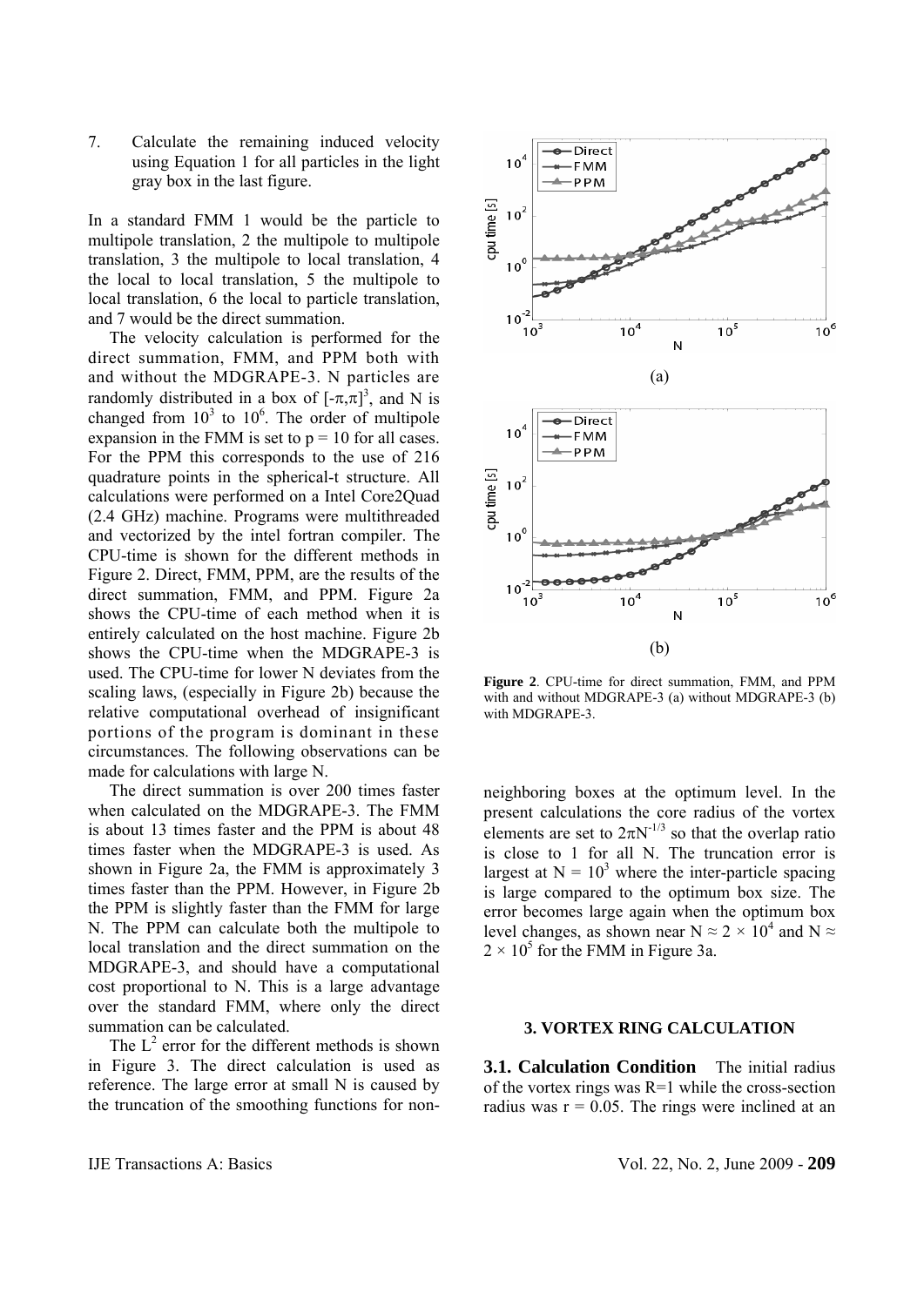7. Calculate the remaining induced velocity using Equation 1 for all particles in the light gray box in the last figure.

In a standard FMM 1 would be the particle to multipole translation, 2 the multipole to multipole translation, 3 the multipole to local translation, 4 the local to local translation, 5 the multipole to local translation, 6 the local to particle translation, and 7 would be the direct summation.

The velocity calculation is performed for the direct summation, FMM, and PPM both with and without the MDGRAPE-3. N particles are randomly distributed in a box of $[-\pi,\pi]^3$, and N is changed from $10^3$ to $10^6$. The order of multipole expansion in the FMM is set to $p = 10$ for all cases. For the PPM this corresponds to the use of 216 quadrature points in the spherical-t structure. All calculations were performed on a Intel Core2Quad (2.4 GHz) machine. Programs were multithreaded and vectorized by the intel fortran compiler. The CPU-time is shown for the different methods in Figure 2. Direct, FMM, PPM, are the results of the direct summation, FMM, and PPM. Figure 2a shows the CPU-time of each method when it is entirely calculated on the host machine. Figure 2b shows the CPU-time when the MDGRAPE-3 is used. The CPU-time for lower N deviates from the scaling laws, (especially in Figure 2b) because the relative computational overhead of insignificant portions of the program is dominant in these circumstances. The following observations can be made for calculations with large N.

The direct summation is over 200 times faster when calculated on the MDGRAPE-3. The FMM is about 13 times faster and the PPM is about 48 times faster when the MDGRAPE-3 is used. As shown in Figure 2a, the FMM is approximately 3 times faster than the PPM. However, in Figure 2b the PPM is slightly faster than the FMM for large N. The PPM can calculate both the multipole to local translation and the direct summation on the MDGRAPE-3, and should have a computational cost proportional to N. This is a large advantage over the standard FMM, where only the direct summation can be calculated.

The $L^2$ error for the different methods is shown in Figure 3. The direct calculation is used as reference. The large error at small N is caused by the truncation of the smoothing functions for non-neighboring boxes at the optimum level. In the present calculations the core radius of the vortex elements are set to $2\pi N^{-1/3}$ so that the overlap ratio is close to 1 for all N. The truncation error is largest at $N = 10^3$ where the inter-particle spacing is large compared to the optimum box size. The error becomes large again when the optimum box level changes, as shown near $N \approx 2 \times 10^4$ and $N \approx 2 \times 10^5$ for the FMM in Figure 3a.

(a)

(b)

**Figure 2**. CPU-time for direct summation, FMM, and PPM with and without MDGRAPE-3 (a) without MDGRAPE-3 (b) with MDGRAPE-3.

## 3. VORTEX RING CALCULATION

**3.1. Calculation Condition** The initial radius of the vortex rings was R=1 while the cross-section radius was $r = 0.05$. The rings were inclined at an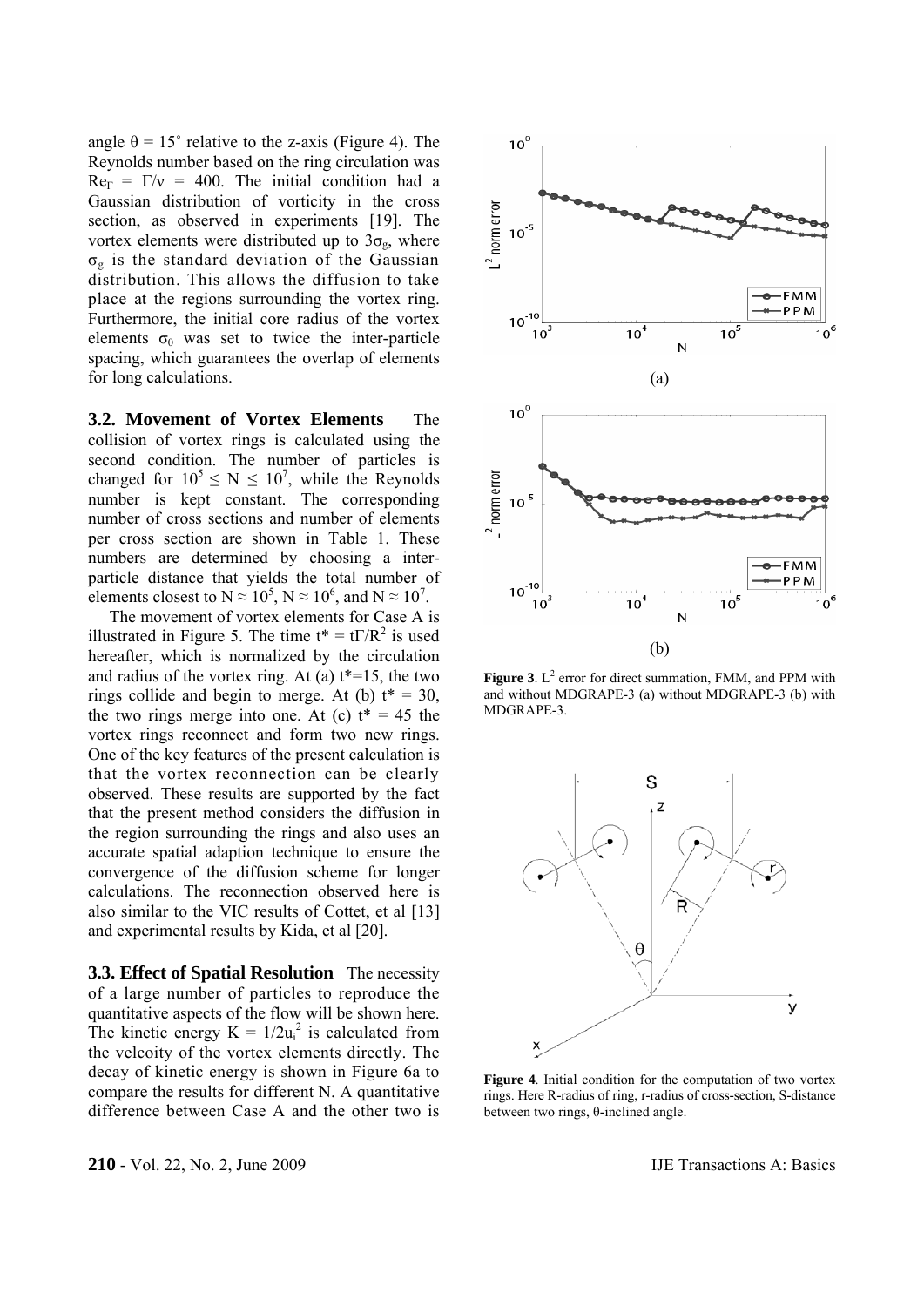angle $\theta = 15^{\circ}$ relative to the z-axis (Figure 4). The Reynolds number based on the ring circulation was $Re_{\Gamma} = \Gamma/\nu = 400$. The initial condition had a Gaussian distribution of vorticity in the cross section, as observed in experiments [19]. The vortex elements were distributed up to $3\sigma_g$, where $\sigma_g$ is the standard deviation of the Gaussian distribution. This allows the diffusion to take place at the regions surrounding the vortex ring. Furthermore, the initial core radius of the vortex elements $\sigma_0$ was set to twice the inter-particle spacing, which guarantees the overlap of elements for long calculations.

**3.2. Movement of Vortex Elements** The collision of vortex rings is calculated using the second condition. The number of particles is changed for $10^5 \leq N \leq 10^7$, while the Reynolds number is kept constant. The corresponding number of cross sections and number of elements per cross section are shown in Table 1. These numbers are determined by choosing a inter-particle distance that yields the total number of elements closest to $N \approx 10^5$, $N \approx 10^6$, and $N \approx 10^7$.

The movement of vortex elements for Case A is illustrated in Figure 5. The time $t^* = t\Gamma/R^2$ is used hereafter, which is normalized by the circulation and radius of the vortex ring. At (a) $t^*=15$, the two rings collide and begin to merge. At (b) $t^* = 30$, the two rings merge into one. At (c) $t^* = 45$ the vortex rings reconnect and form two new rings. One of the key features of the present calculation is that the vortex reconnection can be clearly observed. These results are supported by the fact that the present method considers the diffusion in the region surrounding the rings and also uses an accurate spatial adaption technique to ensure the convergence of the diffusion scheme for longer calculations. The reconnection observed here is also similar to the VIC results of Cottet, et al [13] and experimental results by Kida, et al [20].

**3.3. Effect of Spatial Resolution** The necessity of a large number of particles to reproduce the quantitative aspects of the flow will be shown here. The kinetic energy $K = 1/2u_i^2$ is calculated from the velcoity of the vortex elements directly. The decay of kinetic energy is shown in Figure 6a to compare the results for different N. A quantitative difference between Case A and the other two is

**Figure 3**. $L^2$ error for direct summation, FMM, and PPM with and without MDGRAPE-3 (a) without MDGRAPE-3 (b) with MDGRAPE-3.

**Figure 4**. Initial condition for the computation of two vortex rings. Here R-radius of ring, r-radius of cross-section, S-distance between two rings, θ-inclined angle.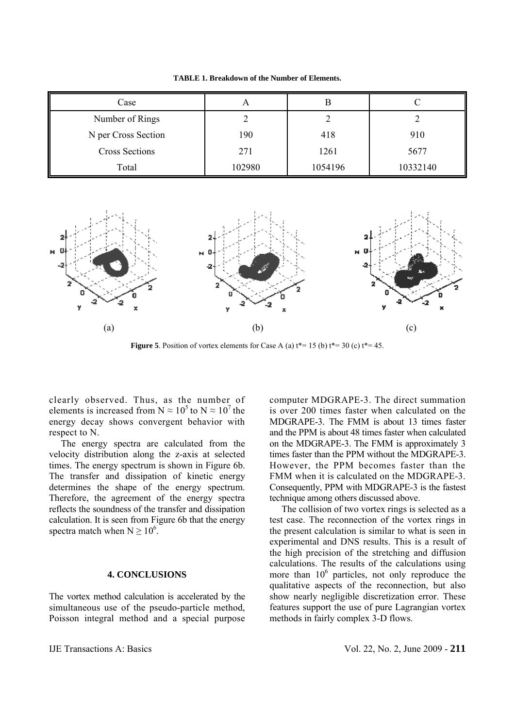**TABLE 1. Breakdown of the Number of Elements.**

| Case | A | B | C |
|---|---|---|---|
| Number of Rings | 2 | 2 | 2 |
| N per Cross Section | 190 | 418 | 910 |
| Cross Sections | 271 | 1261 | 5677 |
| Total | 102980 | 1054196 | 10332140 |

(a) (b) (c)

**Figure 5**. Position of vortex elements for Case A (a) t*= 15 (b) t*= 30 (c) t*= 45.

clearly observed. Thus, as the number of elements is increased from $N \approx 10^5$ to $N \approx 10^7$ the energy decay shows convergent behavior with respect to N.

The energy spectra are calculated from the velocity distribution along the z-axis at selected times. The energy spectrum is shown in Figure 6b. The transfer and dissipation of kinetic energy determines the shape of the energy spectrum. Therefore, the agreement of the energy spectra reflects the soundness of the transfer and dissipation calculation. It is seen from Figure 6b that the energy spectra match when $N \geq 10^6$.

## 4. CONCLUSIONS

The vortex method calculation is accelerated by the simultaneous use of the pseudo-particle method, Poisson integral method and a special purpose computer MDGRAPE-3. The direct summation is over 200 times faster when calculated on the MDGRAPE-3. The FMM is about 13 times faster and the PPM is about 48 times faster when calculated on the MDGRAPE-3. The FMM is approximately 3 times faster than the PPM without the MDGRAPE-3. However, the PPM becomes faster than the FMM when it is calculated on the MDGRAPE-3. Consequently, PPM with MDGRAPE-3 is the fastest technique among others discussed above.

The collision of two vortex rings is selected as a test case. The reconnection of the vortex rings in the present calculation is similar to what is seen in experimental and DNS results. This is a result of the high precision of the stretching and diffusion calculations. The results of the calculations using more than $10^6$ particles, not only reproduce the qualitative aspects of the reconnection, but also show nearly negligible discretization error. These features support the use of pure Lagrangian vortex methods in fairly complex 3-D flows.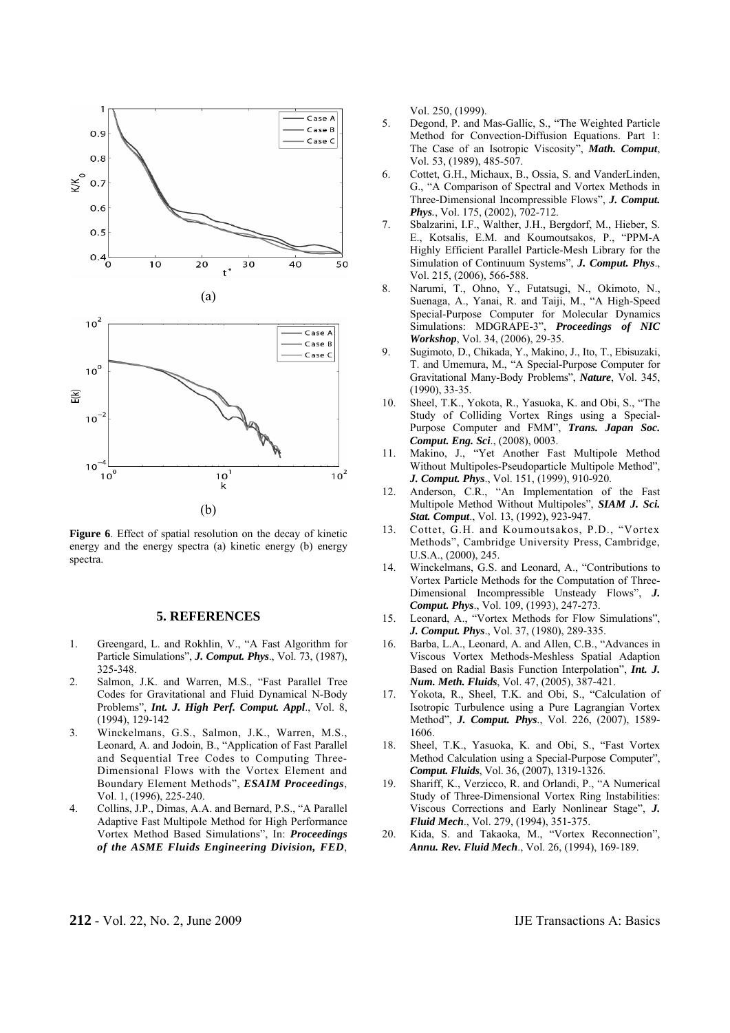1
0.9
0.8
$K/K_0$ 0.7
0.6
0.5
0.4
0 10 20 30 40 50
$t^*$
Case A
Case B
Case C

(a)

$10^2$
$10^0$
E(k) $10^{-2}$
$10^{-4}$
$10^0$ $10^1$ $10^2$
k
Case A
Case B
Case C

(b)

**Figure 6**. Effect of spatial resolution on the decay of kinetic energy and the energy spectra (a) kinetic energy (b) energy spectra.

## 5. REFERENCES

1. Greengard, L. and Rokhlin, V., "A Fast Algorithm for Particle Simulations", ***J. Comput. Phys***., Vol. 73, (1987), 325-348.
2. Salmon, J.K. and Warren, M.S., "Fast Parallel Tree Codes for Gravitational and Fluid Dynamical N-Body Problems", ***Int. J. High Perf. Comput. Appl***., Vol. 8, (1994), 129-142
3. Winckelmans, G.S., Salmon, J.K., Warren, M.S., Leonard, A. and Jodoin, B., "Application of Fast Parallel and Sequential Tree Codes to Computing Three-Dimensional Flows with the Vortex Element and Boundary Element Methods", ***ESAIM Proceedings***, Vol. 1, (1996), 225-240.
4. Collins, J.P., Dimas, A.A. and Bernard, P.S., "A Parallel Adaptive Fast Multipole Method for High Performance Vortex Method Based Simulations", In: ***Proceedings of the ASME Fluids Engineering Division, FED***, Vol. 250, (1999).
5. Degond, P. and Mas-Gallic, S., "The Weighted Particle Method for Convection-Diffusion Equations. Part 1: The Case of an Isotropic Viscosity", ***Math. Comput***, Vol. 53, (1989), 485-507.
6. Cottet, G.H., Michaux, B., Ossia, S. and VanderLinden, G., "A Comparison of Spectral and Vortex Methods in Three-Dimensional Incompressible Flows", ***J. Comput. Phys.***, Vol. 175, (2002), 702-712.
7. Sbalzarini, I.F., Walther, J.H., Bergdorf, M., Hieber, S. E., Kotsalis, E.M. and Koumoutsakos, P., "PPM-A Highly Efficient Parallel Particle-Mesh Library for the Simulation of Continuum Systems", ***J. Comput. Phys***., Vol. 215, (2006), 566-588.
8. Narumi, T., Ohno, Y., Futatsugi, N., Okimoto, N., Suenaga, A., Yanai, R. and Taiji, M., "A High-Speed Special-Purpose Computer for Molecular Dynamics Simulations: MDGRAPE-3", ***Proceedings of NIC Workshop***, Vol. 34, (2006), 29-35.
9. Sugimoto, D., Chikada, Y., Makino, J., Ito, T., Ebisuzaki, T. and Umemura, M., "A Special-Purpose Computer for Gravitational Many-Body Problems", ***Nature***, Vol. 345, (1990), 33-35.
10. Sheel, T.K., Yokota, R., Yasuoka, K. and Obi, S., "The Study of Colliding Vortex Rings using a Special-Purpose Computer and FMM", ***Trans. Japan Soc. Comput. Eng. Sci***., (2008), 0003.
11. Makino, J., "Yet Another Fast Multipole Method Without Multipoles-Pseudoparticle Multipole Method", ***J. Comput. Phys***., Vol. 151, (1999), 910-920.
12. Anderson, C.R., "An Implementation of the Fast Multipole Method Without Multipoles", ***SIAM J. Sci. Stat. Comput***., Vol. 13, (1992), 923-947.
13. Cottet, G.H. and Koumoutsakos, P.D., "Vortex Methods", Cambridge University Press, Cambridge, U.S.A., (2000), 245.
14. Winckelmans, G.S. and Leonard, A., "Contributions to Vortex Particle Methods for the Computation of Three-Dimensional Incompressible Unsteady Flows", ***J. Comput. Phys***., Vol. 109, (1993), 247-273.
15. Leonard, A., "Vortex Methods for Flow Simulations", ***J. Comput. Phys***., Vol. 37, (1980), 289-335.
16. Barba, L.A., Leonard, A. and Allen, C.B., "Advances in Viscous Vortex Methods-Meshless Spatial Adaption Based on Radial Basis Function Interpolation", ***Int. J. Num. Meth. Fluids***, Vol. 47, (2005), 387-421.
17. Yokota, R., Sheel, T.K. and Obi, S., "Calculation of Isotropic Turbulence using a Pure Lagrangian Vortex Method", ***J. Comput. Phys***., Vol. 226, (2007), 1589-1606.
18. Sheel, T.K., Yasuoka, K. and Obi, S., "Fast Vortex Method Calculation using a Special-Purpose Computer", ***Comput. Fluids***, Vol. 36, (2007), 1319-1326.
19. Shariff, K., Verzicco, R. and Orlandi, P., "A Numerical Study of Three-Dimensional Vortex Ring Instabilities: Viscous Corrections and Early Nonlinear Stage", ***J. Fluid Mech***., Vol. 279, (1994), 351-375.
20. Kida, S. and Takaoka, M., "Vortex Reconnection", ***Annu. Rev. Fluid Mech***., Vol. 26, (1994), 169-189.